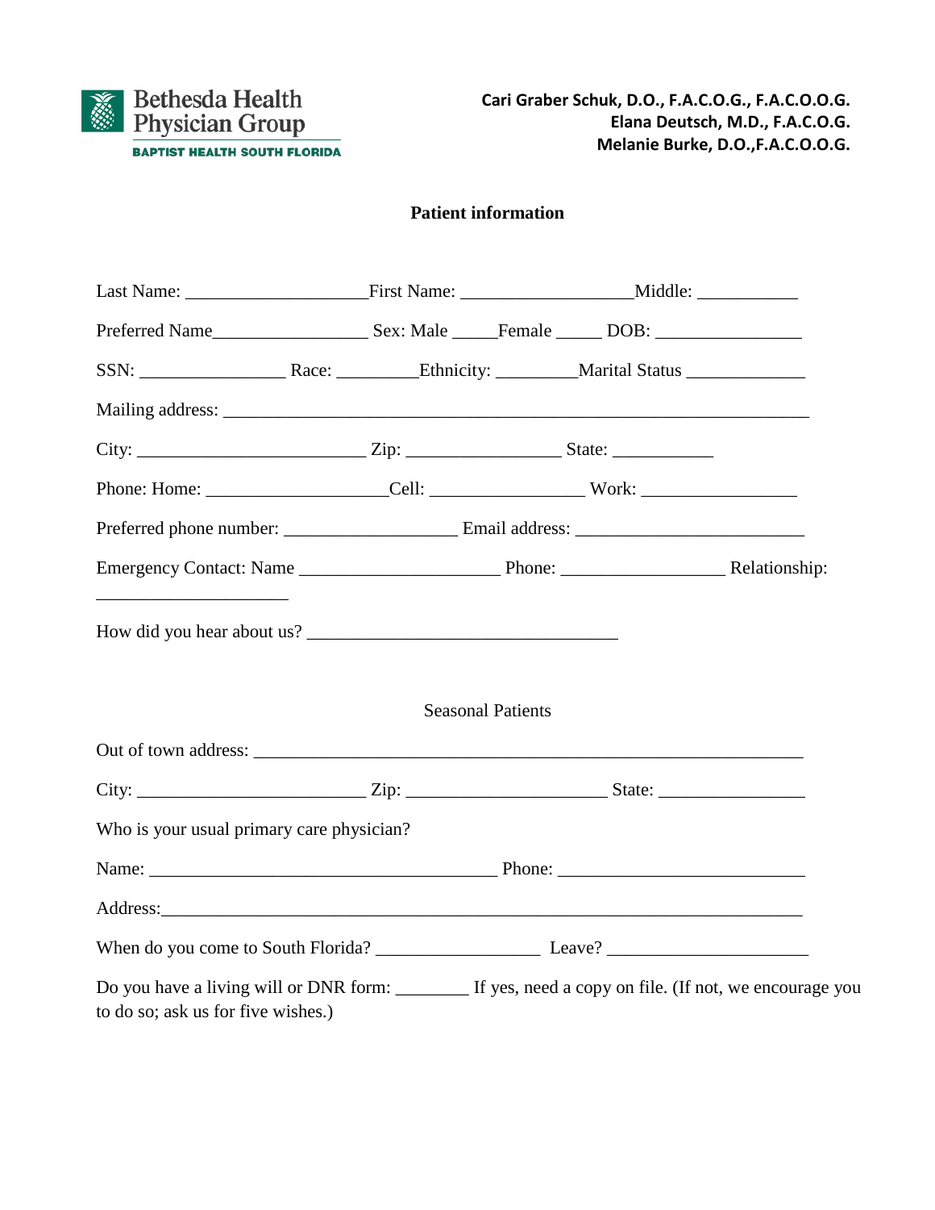Bethesda Health Physician Group
BAPTIST HEALTH SOUTH FLORIDA

**Cari Graber Schuk, D.O., F.A.C.O.G., F.A.C.O.O.G.**
**Elana Deutsch, M.D., F.A.C.O.G.**
**Melanie Burke, D.O.,F.A.C.O.O.G.**

## Patient information

Last Name: ____________________First Name: __________________Middle: ___________

Preferred Name_________________ Sex: Male _____Female _____ DOB: ________________

SSN: ________________ Race: _________Ethnicity: _________Marital Status _____________

Mailing address: ______________________________________________________________

City: _________________________ Zip: ________________ State: ___________

Phone: Home: ____________________Cell: _________________ Work: _________________

Preferred phone number: ___________________ Email address: _________________________

Emergency Contact: Name ______________________ Phone: __________________ Relationship: _____________________

How did you hear about us? __________________________________

Seasonal Patients

Out of town address: ____________________________________________________________

City: _________________________ Zip: ______________________ State: ________________

Who is your usual primary care physician?

Name: _______________________________________ Phone: ___________________________

Address:_______________________________________________________________________

When do you come to South Florida? __________________ Leave? ______________________

Do you have a living will or DNR form: ________ If yes, need a copy on file. (If not, we encourage you to do so; ask us for five wishes.)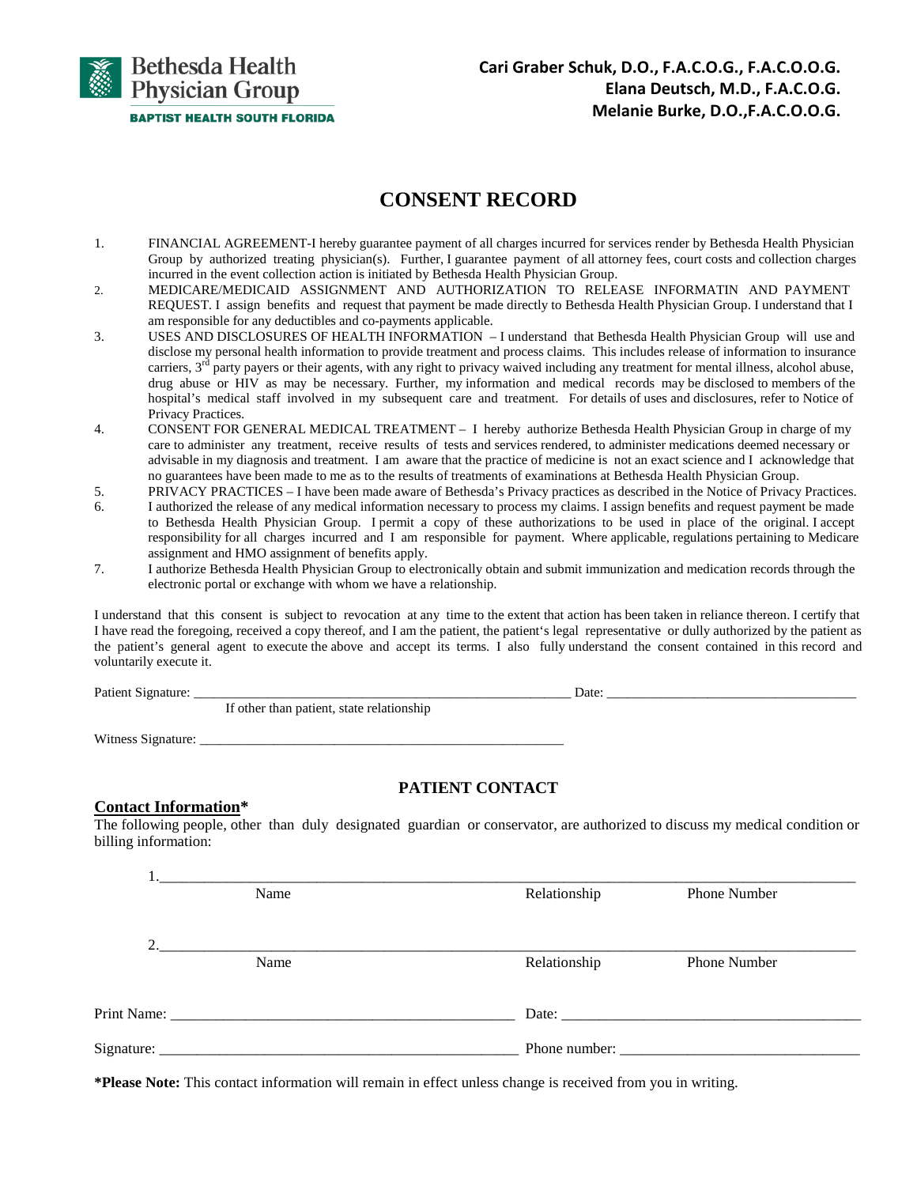Bethesda Health Physician Group
BAPTIST HEALTH SOUTH FLORIDA

**Cari Graber Schuk, D.O., F.A.C.O.G., F.A.C.O.O.G.**
**Elana Deutsch, M.D., F.A.C.O.G.**
**Melanie Burke, D.O.,F.A.C.O.O.G.**

# CONSENT RECORD

1. FINANCIAL AGREEMENT-I hereby guarantee payment of all charges incurred for services render by Bethesda Health Physician Group by authorized treating physician(s). Further, I guarantee payment of all attorney fees, court costs and collection charges incurred in the event collection action is initiated by Bethesda Health Physician Group.
2. MEDICARE/MEDICAID ASSIGNMENT AND AUTHORIZATION TO RELEASE INFORMATIN AND PAYMENT REQUEST. I assign benefits and request that payment be made directly to Bethesda Health Physician Group. I understand that I am responsible for any deductibles and co-payments applicable.
3. USES AND DISCLOSURES OF HEALTH INFORMATION – I understand that Bethesda Health Physician Group will use and disclose my personal health information to provide treatment and process claims. This includes release of information to insurance carriers, 3rd party payers or their agents, with any right to privacy waived including any treatment for mental illness, alcohol abuse, drug abuse or HIV as may be necessary. Further, my information and medical records may be disclosed to members of the hospital's medical staff involved in my subsequent care and treatment. For details of uses and disclosures, refer to Notice of Privacy Practices.
4. CONSENT FOR GENERAL MEDICAL TREATMENT – I hereby authorize Bethesda Health Physician Group in charge of my care to administer any treatment, receive results of tests and services rendered, to administer medications deemed necessary or advisable in my diagnosis and treatment. I am aware that the practice of medicine is not an exact science and I acknowledge that no guarantees have been made to me as to the results of treatments of examinations at Bethesda Health Physician Group.
5. PRIVACY PRACTICES – I have been made aware of Bethesda's Privacy practices as described in the Notice of Privacy Practices.
6. I authorized the release of any medical information necessary to process my claims. I assign benefits and request payment be made to Bethesda Health Physician Group. I permit a copy of these authorizations to be used in place of the original. I accept responsibility for all charges incurred and I am responsible for payment. Where applicable, regulations pertaining to Medicare assignment and HMO assignment of benefits apply.
7. I authorize Bethesda Health Physician Group to electronically obtain and submit immunization and medication records through the electronic portal or exchange with whom we have a relationship.

I understand that this consent is subject to revocation at any time to the extent that action has been taken in reliance thereon. I certify that I have read the foregoing, received a copy thereof, and I am the patient, the patient's legal representative or dully authorized by the patient as the patient's general agent to execute the above and accept its terms. I also fully understand the consent contained in this record and voluntarily execute it.

Patient Signature: ________________________________________ Date: ______________________________
If other than patient, state relationship

Witness Signature: ________________________________________

## PATIENT CONTACT

**Contact Information***

The following people, other than duly designated guardian or conservator, are authorized to discuss my medical condition or billing information:

1.________________________________________________________________________________
Name Relationship Phone Number

2.________________________________________________________________________________
Name Relationship Phone Number

Print Name: ______________________________________ Date: ______________________________________

Signature: ________________________________________ Phone number: ______________________________

***Please Note:** This contact information will remain in effect unless change is received from you in writing.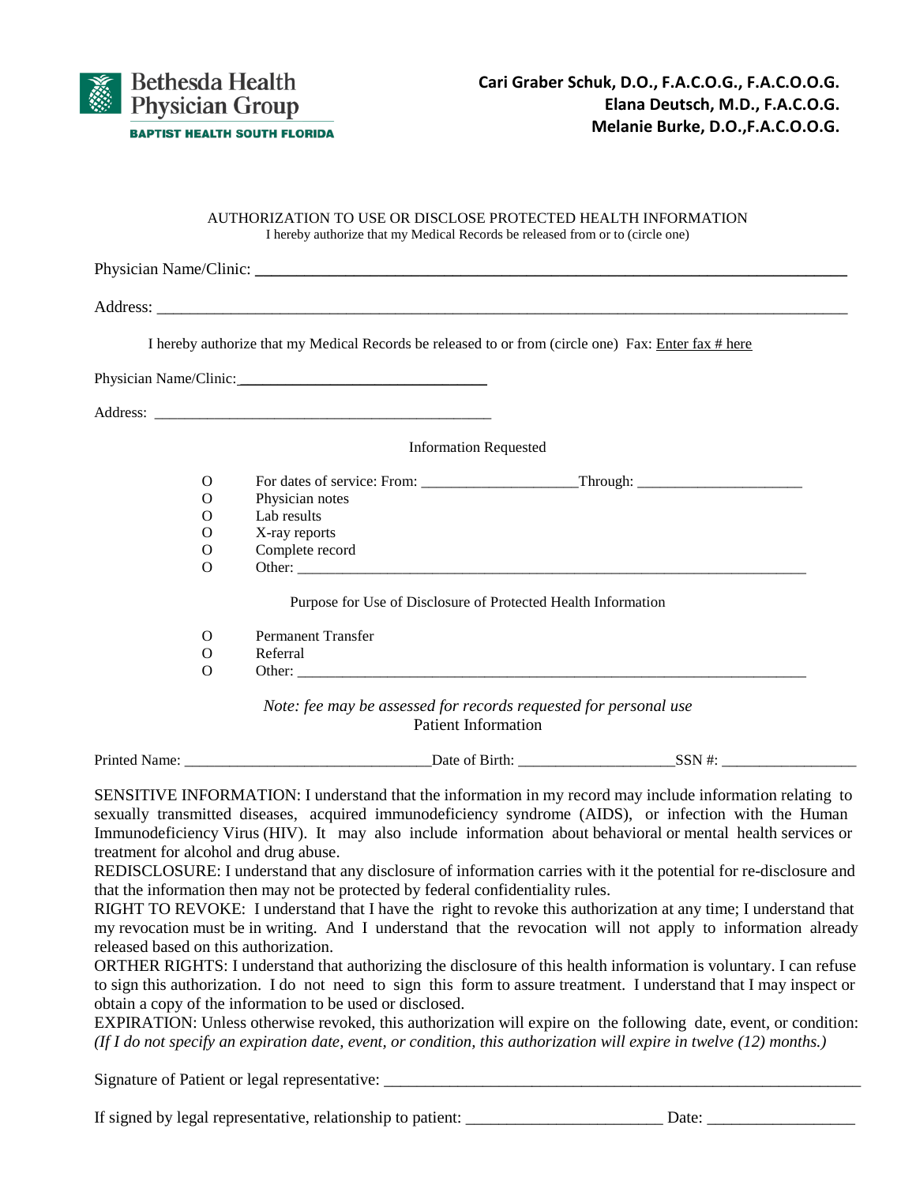Bethesda Health Physician Group
BAPTIST HEALTH SOUTH FLORIDA

**Cari Graber Schuk, D.O., F.A.C.O.G., F.A.C.O.O.G.**
**Elana Deutsch, M.D., F.A.C.O.G.**
**Melanie Burke, D.O.,F.A.C.O.O.G.**

## AUTHORIZATION TO USE OR DISCLOSE PROTECTED HEALTH INFORMATION

I hereby authorize that my Medical Records be released from or to (circle one)

Physician Name/Clinic: ______________________________________________

Address: ______________________________________________

I hereby authorize that my Medical Records be released to or from (circle one) Fax: Enter fax # here

Physician Name/Clinic: ______________________________

Address: ______________________________

### Information Requested

- O For dates of service: From: ____________________Through: _____________________
- O Physician notes
- O Lab results
- O X-ray reports
- O Complete record
- O Other: ______________________________________________

### Purpose for Use of Disclosure of Protected Health Information

- O Permanent Transfer
- O Referral
- O Other: ______________________________________________

*Note: fee may be assessed for records requested for personal use*

### Patient Information

Printed Name: ________________________________Date of Birth: ____________________SSN #: _________________

SENSITIVE INFORMATION: I understand that the information in my record may include information relating to sexually transmitted diseases, acquired immunodeficiency syndrome (AIDS), or infection with the Human Immunodeficiency Virus (HIV). It may also include information about behavioral or mental health services or treatment for alcohol and drug abuse.

REDISCLOSURE: I understand that any disclosure of information carries with it the potential for re-disclosure and that the information then may not be protected by federal confidentiality rules.

RIGHT TO REVOKE: I understand that I have the right to revoke this authorization at any time; I understand that my revocation must be in writing. And I understand that the revocation will not apply to information already released based on this authorization.

ORTHER RIGHTS: I understand that authorizing the disclosure of this health information is voluntary. I can refuse to sign this authorization. I do not need to sign this form to assure treatment. I understand that I may inspect or obtain a copy of the information to be used or disclosed.

EXPIRATION: Unless otherwise revoked, this authorization will expire on the following date, event, or condition: *(If I do not specify an expiration date, event, or condition, this authorization will expire in twelve (12) months.)*

Signature of Patient or legal representative: ______________________________________________

If signed by legal representative, relationship to patient: ________________________ Date: _________________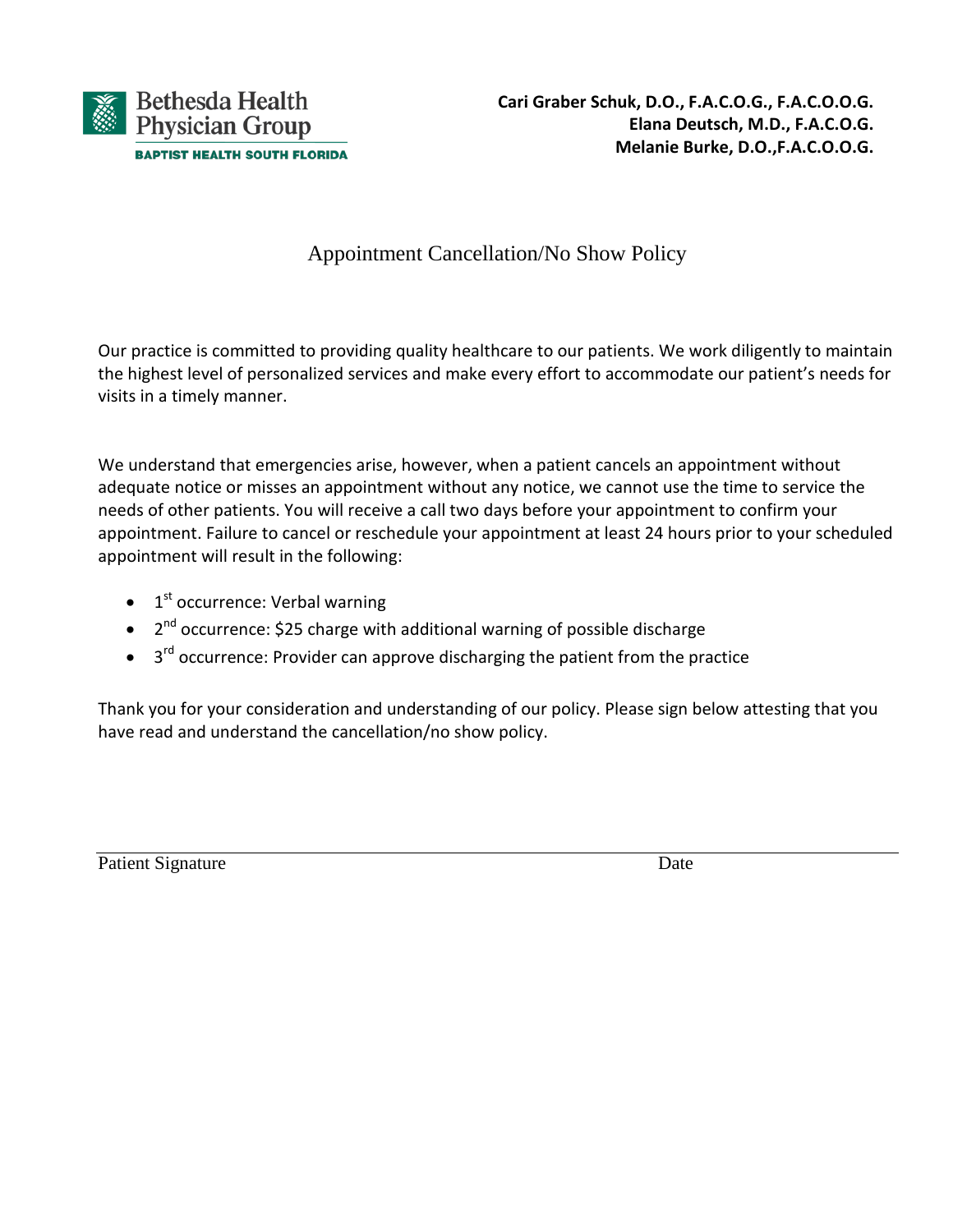Bethesda Health Physician Group
BAPTIST HEALTH SOUTH FLORIDA

**Cari Graber Schuk, D.O., F.A.C.O.G., F.A.C.O.O.G.**
**Elana Deutsch, M.D., F.A.C.O.G.**
**Melanie Burke, D.O.,F.A.C.O.O.G.**

# Appointment Cancellation/No Show Policy

Our practice is committed to providing quality healthcare to our patients. We work diligently to maintain the highest level of personalized services and make every effort to accommodate our patient's needs for visits in a timely manner.

We understand that emergencies arise, however, when a patient cancels an appointment without adequate notice or misses an appointment without any notice, we cannot use the time to service the needs of other patients. You will receive a call two days before your appointment to confirm your appointment. Failure to cancel or reschedule your appointment at least 24 hours prior to your scheduled appointment will result in the following:

- 1st occurrence: Verbal warning
- 2nd occurrence: $25 charge with additional warning of possible discharge
- 3rd occurrence: Provider can approve discharging the patient from the practice

Thank you for your consideration and understanding of our policy. Please sign below attesting that you have read and understand the cancellation/no show policy.

_______________________________________________________________

Patient Signature                                                                 Date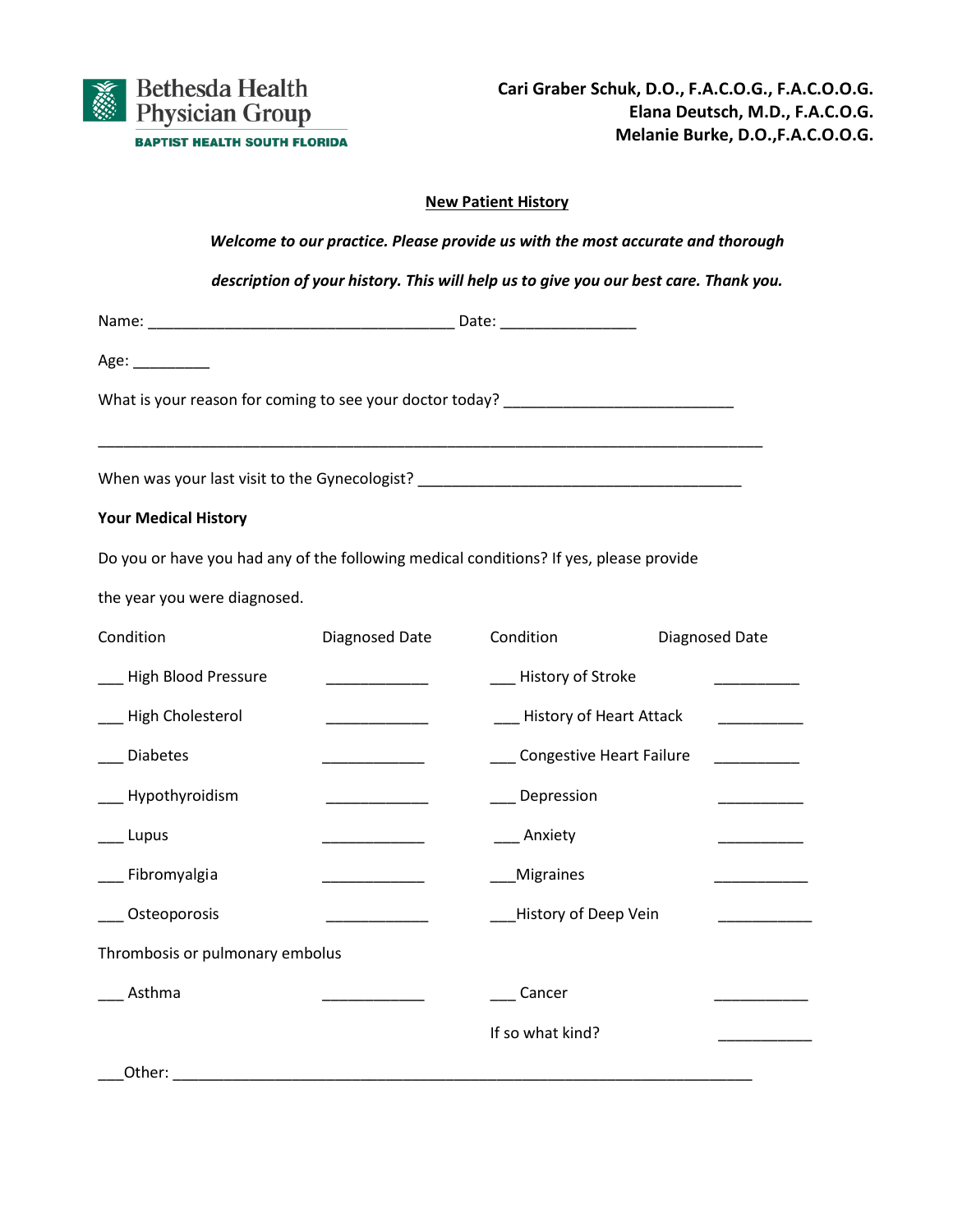Bethesda Health Physician Group
BAPTIST HEALTH SOUTH FLORIDA

**Cari Graber Schuk, D.O., F.A.C.O.G., F.A.C.O.O.G.**
**Elana Deutsch, M.D., F.A.C.O.G.**
**Melanie Burke, D.O.,F.A.C.O.O.G.**

## New Patient History

***Welcome to our practice. Please provide us with the most accurate and thorough description of your history. This will help us to give you our best care. Thank you.***

Name: ____________________________________ Date: ________________

Age: _________

What is your reason for coming to see your doctor today? ___________________________

______________________________________________________________________________

When was your last visit to the Gynecologist? ______________________________________

**Your Medical History**

Do you or have you had any of the following medical conditions? If yes, please provide the year you were diagnosed.

| Condition | Diagnosed Date | Condition | Diagnosed Date |
|---|---|---|---|
| ___ High Blood Pressure | ____________ | ___ History of Stroke | __________ |
| ___ High Cholesterol | ____________ | ___ History of Heart Attack | __________ |
| ___ Diabetes | ____________ | ___ Congestive Heart Failure | __________ |
| ___ Hypothyroidism | ____________ | ___ Depression | __________ |
| ___ Lupus | ____________ | ___ Anxiety | __________ |
| ___ Fibromyalgia | ____________ | ___Migraines | ___________ |
| ___ Osteoporosis | ____________ | ___History of Deep Vein Thrombosis or pulmonary embolus | ___________ |
| ___ Asthma | ____________ | ___ Cancer | ___________ |
| | | If so what kind? | ___________ |

___Other: _____________________________________________________________________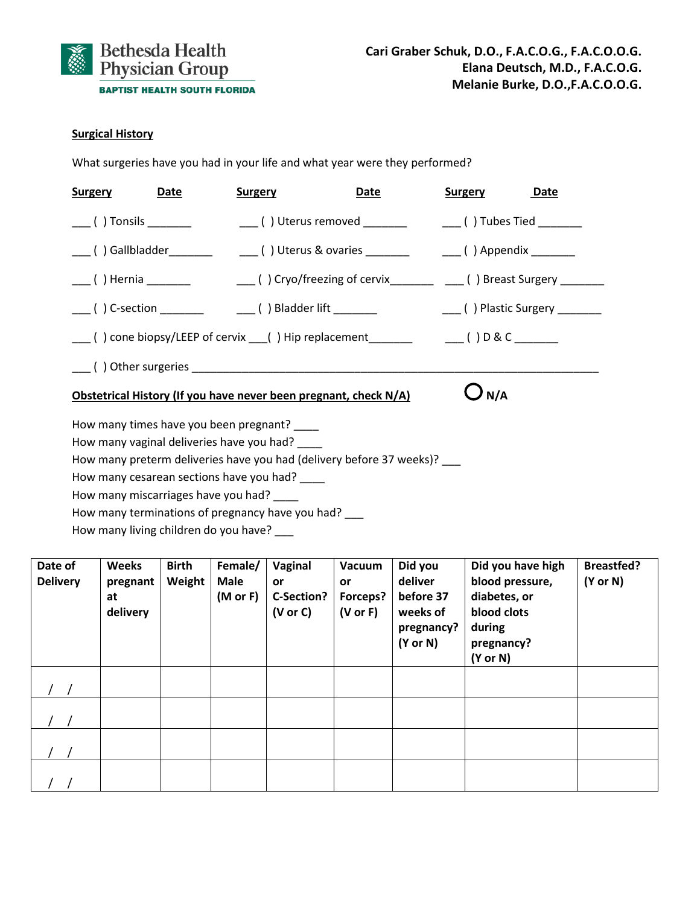Bethesda Health Physician Group
BAPTIST HEALTH SOUTH FLORIDA

**Cari Graber Schuk, D.O., F.A.C.O.G., F.A.C.O.O.G.**
**Elana Deutsch, M.D., F.A.C.O.G.**
**Melanie Burke, D.O.,F.A.C.O.O.G.**

**Surgical History**

What surgeries have you had in your life and what year were they performed?

| **Surgery** | **Date** | **Surgery** | **Date** | **Surgery** | **Date** |
|---|---|---|---|---|---|
| ___ ( ) Tonsils | _______ | ___ ( ) Uterus removed | _______ | ___ ( ) Tubes Tied | _______ |
| ___ ( ) Gallbladder | _______ | ___ ( ) Uterus & ovaries | _______ | ___ ( ) Appendix | _______ |
| ___ ( ) Hernia | _______ | ___ ( ) Cryo/freezing of cervix | _______ | ___ ( ) Breast Surgery | _______ |
| ___ ( ) C-section | _______ | ___ ( ) Bladder lift | _______ | ___ ( ) Plastic Surgery | _______ |
| ___ ( ) cone biopsy/LEEP of cervix | | ___( ) Hip replacement | _______ | ___ ( ) D & C | _______ |

___ ( ) Other surgeries ______________________________________________________________________

**Obstetrical History (If you have never been pregnant, check N/A)** ○ **N/A**

How many times have you been pregnant? ____
How many vaginal deliveries have you had? ____
How many preterm deliveries have you had (delivery before 37 weeks)? ___
How many cesarean sections have you had? ____
How many miscarriages have you had? ____
How many terminations of pregnancy have you had? ___
How many living children do you have? ___

| **Date of Delivery** | **Weeks pregnant at delivery** | **Birth Weight** | **Female/ Male (M or F)** | **Vaginal or C-Section? (V or C)** | **Vacuum or Forceps? (V or F)** | **Did you deliver before 37 weeks of pregnancy? (Y or N)** | **Did you have high blood pressure, diabetes, or blood clots during pregnancy? (Y or N)** | **Breastfed? (Y or N)** |
|---|---|---|---|---|---|---|---|---|
| / / | | | | | | | | |
| / / | | | | | | | | |
| / / | | | | | | | | |
| / / | | | | | | | | |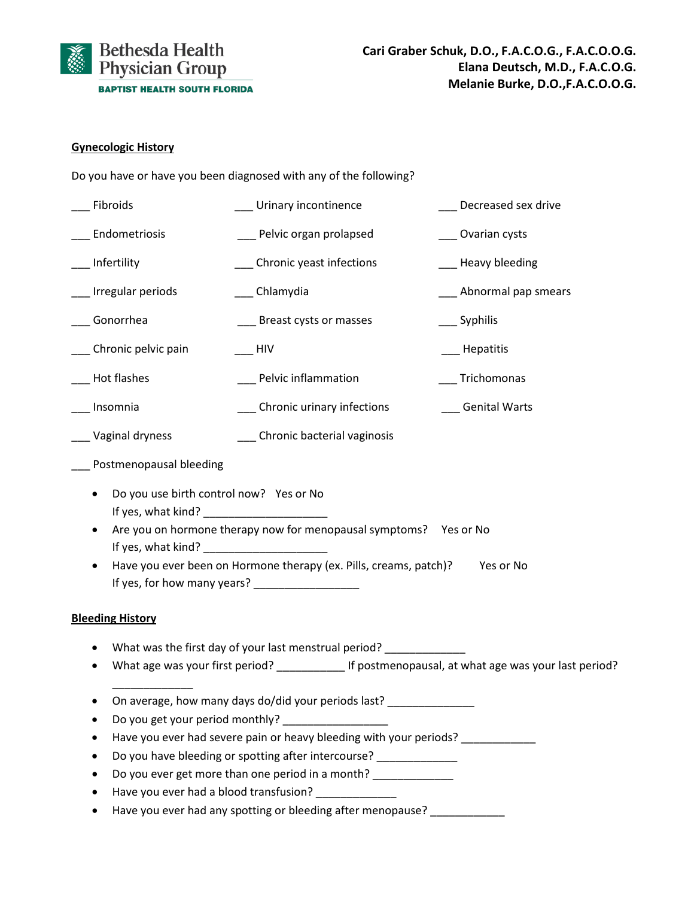Bethesda Health Physician Group
BAPTIST HEALTH SOUTH FLORIDA

**Cari Graber Schuk, D.O., F.A.C.O.G., F.A.C.O.O.G.**
**Elana Deutsch, M.D., F.A.C.O.G.**
**Melanie Burke, D.O.,F.A.C.O.O.G.**

## Gynecologic History

Do you have or have you been diagnosed with any of the following?

___ Fibroids
___ Urinary incontinence
___ Decreased sex drive
___ Endometriosis
___ Pelvic organ prolapsed
___ Ovarian cysts
___ Infertility
___ Chronic yeast infections
___ Heavy bleeding
___ Irregular periods
___ Chlamydia
___ Abnormal pap smears
___ Gonorrhea
___ Breast cysts or masses
___ Syphilis
___ Chronic pelvic pain
___ HIV
___ Hepatitis
___ Hot flashes
___ Pelvic inflammation
___ Trichomonas
___ Insomnia
___ Chronic urinary infections
___ Genital Warts
___ Vaginal dryness
___ Chronic bacterial vaginosis
___ Postmenopausal bleeding

- Do you use birth control now? Yes or No
  If yes, what kind? ____________________
- Are you on hormone therapy now for menopausal symptoms? Yes or No
  If yes, what kind? ____________________
- Have you ever been on Hormone therapy (ex. Pills, creams, patch)? Yes or No
  If yes, for how many years? _________________

## Bleeding History

- What was the first day of your last menstrual period? _____________
- What age was your first period? ___________ If postmenopausal, at what age was your last period? _____________
- On average, how many days do/did your periods last? ______________
- Do you get your period monthly? _________________
- Have you ever had severe pain or heavy bleeding with your periods? ____________
- Do you have bleeding or spotting after intercourse? _____________
- Do you ever get more than one period in a month? _____________
- Have you ever had a blood transfusion? _____________
- Have you ever had any spotting or bleeding after menopause? ____________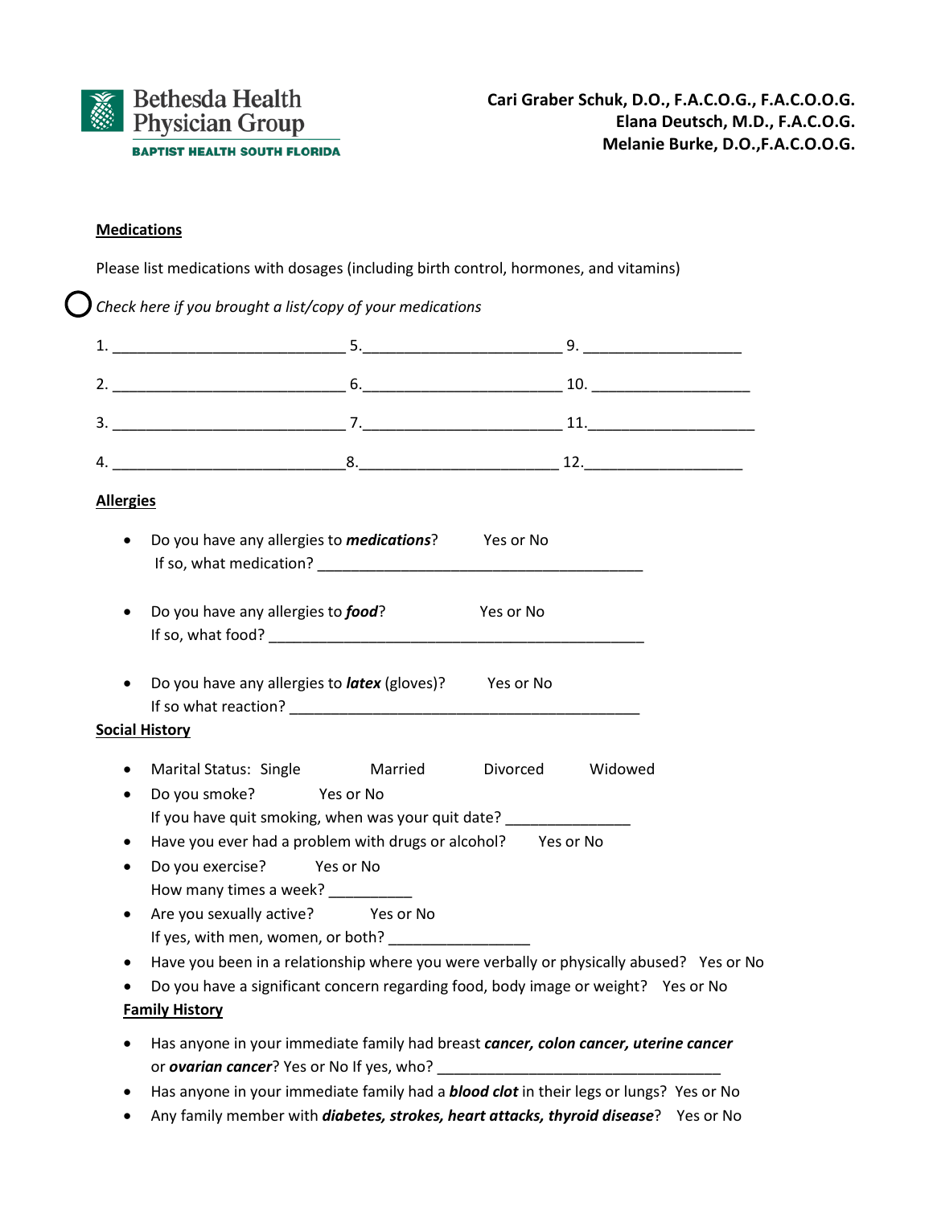Bethesda Health Physician Group

BAPTIST HEALTH SOUTH FLORIDA

**Cari Graber Schuk, D.O., F.A.C.O.G., F.A.C.O.O.G.**
**Elana Deutsch, M.D., F.A.C.O.G.**
**Melanie Burke, D.O.,F.A.C.O.O.G.**

## Medications

Please list medications with dosages (including birth control, hormones, and vitamins)

◯ *Check here if you brought a list/copy of your medications*

| | | |
|---|---|---|
| 1. ____________________________ | 5.________________________ | 9. ___________________ |
| 2. ____________________________ | 6.________________________ | 10. ___________________ |
| 3. ____________________________ | 7.________________________ | 11.____________________ |
| 4. ____________________________ | 8.________________________ | 12.___________________ |

## Allergies

- Do you have any allergies to ***medications***? Yes or No
  If so, what medication? _______________________________________
- Do you have any allergies to ***food***? Yes or No
  If so, what food? ______________________________________________
- Do you have any allergies to ***latex*** (gloves)? Yes or No
  If so what reaction? __________________________________________

## Social History

- Marital Status: Single Married Divorced Widowed
- Do you smoke? Yes or No
  If you have quit smoking, when was your quit date? _______________
- Have you ever had a problem with drugs or alcohol? Yes or No
- Do you exercise? Yes or No
  How many times a week? __________
- Are you sexually active? Yes or No
  If yes, with men, women, or both? _________________
- Have you been in a relationship where you were verbally or physically abused? Yes or No
- Do you have a significant concern regarding food, body image or weight? Yes or No

## Family History

- Has anyone in your immediate family had breast ***cancer, colon cancer, uterine cancer*** or ***ovarian cancer***? Yes or No If yes, who? __________________________________
- Has anyone in your immediate family had a ***blood clot*** in their legs or lungs? Yes or No
- Any family member with ***diabetes, strokes, heart attacks, thyroid disease***? Yes or No